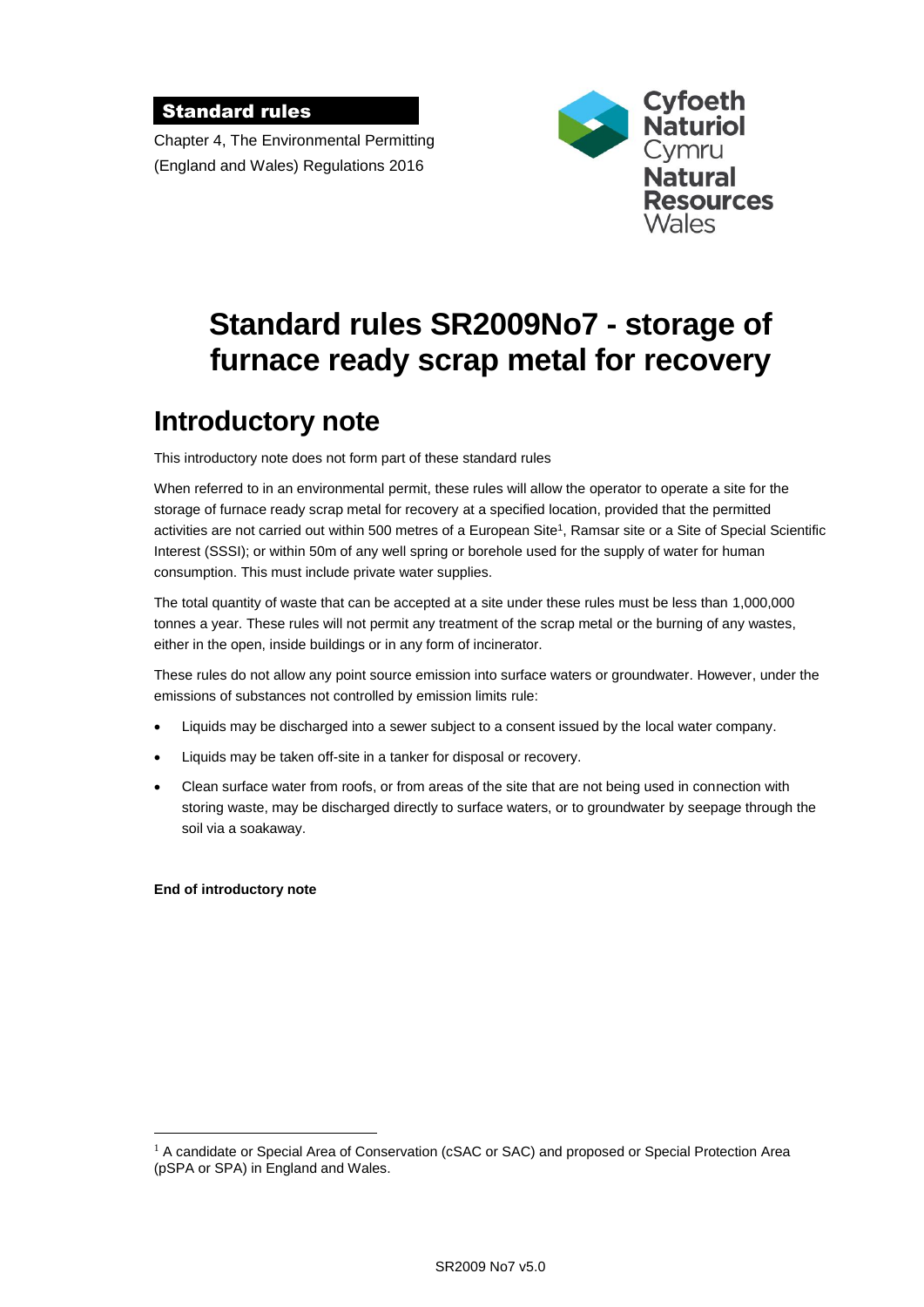**Standard rules**

Chapter 4, The Environmental Permitting (England and Wales) Regulations 2016

Cyfoeth Naturiol Cymru
Natural Resources Wales

# Standard rules SR2009No7 - storage of furnace ready scrap metal for recovery

## Introductory note

This introductory note does not form part of these standard rules

When referred to in an environmental permit, these rules will allow the operator to operate a site for the storage of furnace ready scrap metal for recovery at a specified location, provided that the permitted activities are not carried out within 500 metres of a European Site[1], Ramsar site or a Site of Special Scientific Interest (SSSI); or within 50m of any well spring or borehole used for the supply of water for human consumption. This must include private water supplies.

The total quantity of waste that can be accepted at a site under these rules must be less than 1,000,000 tonnes a year. These rules will not permit any treatment of the scrap metal or the burning of any wastes, either in the open, inside buildings or in any form of incinerator.

These rules do not allow any point source emission into surface waters or groundwater. However, under the emissions of substances not controlled by emission limits rule:

- Liquids may be discharged into a sewer subject to a consent issued by the local water company.
- Liquids may be taken off-site in a tanker for disposal or recovery.
- Clean surface water from roofs, or from areas of the site that are not being used in connection with storing waste, may be discharged directly to surface waters, or to groundwater by seepage through the soil via a soakaway.

**End of introductory note**

[1] A candidate or Special Area of Conservation (cSAC or SAC) and proposed or Special Protection Area (pSPA or SPA) in England and Wales.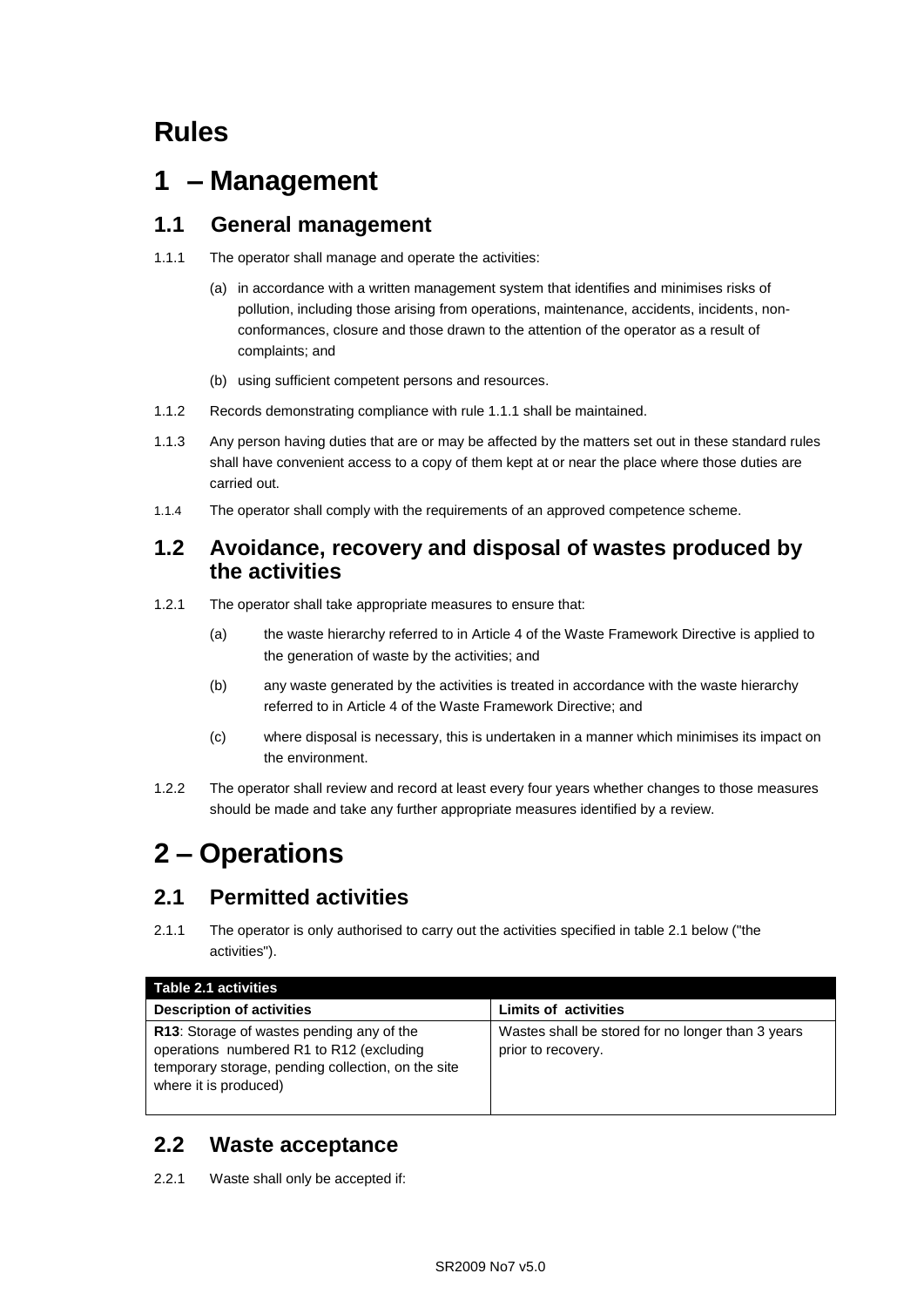# Rules

# 1 – Management

## 1.1 General management

1.1.1 The operator shall manage and operate the activities:

(a) in accordance with a written management system that identifies and minimises risks of pollution, including those arising from operations, maintenance, accidents, incidents, non-conformances, closure and those drawn to the attention of the operator as a result of complaints; and

(b) using sufficient competent persons and resources.

1.1.2 Records demonstrating compliance with rule 1.1.1 shall be maintained.

1.1.3 Any person having duties that are or may be affected by the matters set out in these standard rules shall have convenient access to a copy of them kept at or near the place where those duties are carried out.

1.1.4 The operator shall comply with the requirements of an approved competence scheme.

## 1.2 Avoidance, recovery and disposal of wastes produced by the activities

1.2.1 The operator shall take appropriate measures to ensure that:

(a) the waste hierarchy referred to in Article 4 of the Waste Framework Directive is applied to the generation of waste by the activities; and

(b) any waste generated by the activities is treated in accordance with the waste hierarchy referred to in Article 4 of the Waste Framework Directive; and

(c) where disposal is necessary, this is undertaken in a manner which minimises its impact on the environment.

1.2.2 The operator shall review and record at least every four years whether changes to those measures should be made and take any further appropriate measures identified by a review.

# 2 – Operations

## 2.1 Permitted activities

2.1.1 The operator is only authorised to carry out the activities specified in table 2.1 below ("the activities").

| Table 2.1 activities | |
|---|---|
| **Description of activities** | **Limits of activities** |
| **R13**: Storage of wastes pending any of the operations numbered R1 to R12 (excluding temporary storage, pending collection, on the site where it is produced) | Wastes shall be stored for no longer than 3 years prior to recovery. |

## 2.2 Waste acceptance

2.2.1 Waste shall only be accepted if: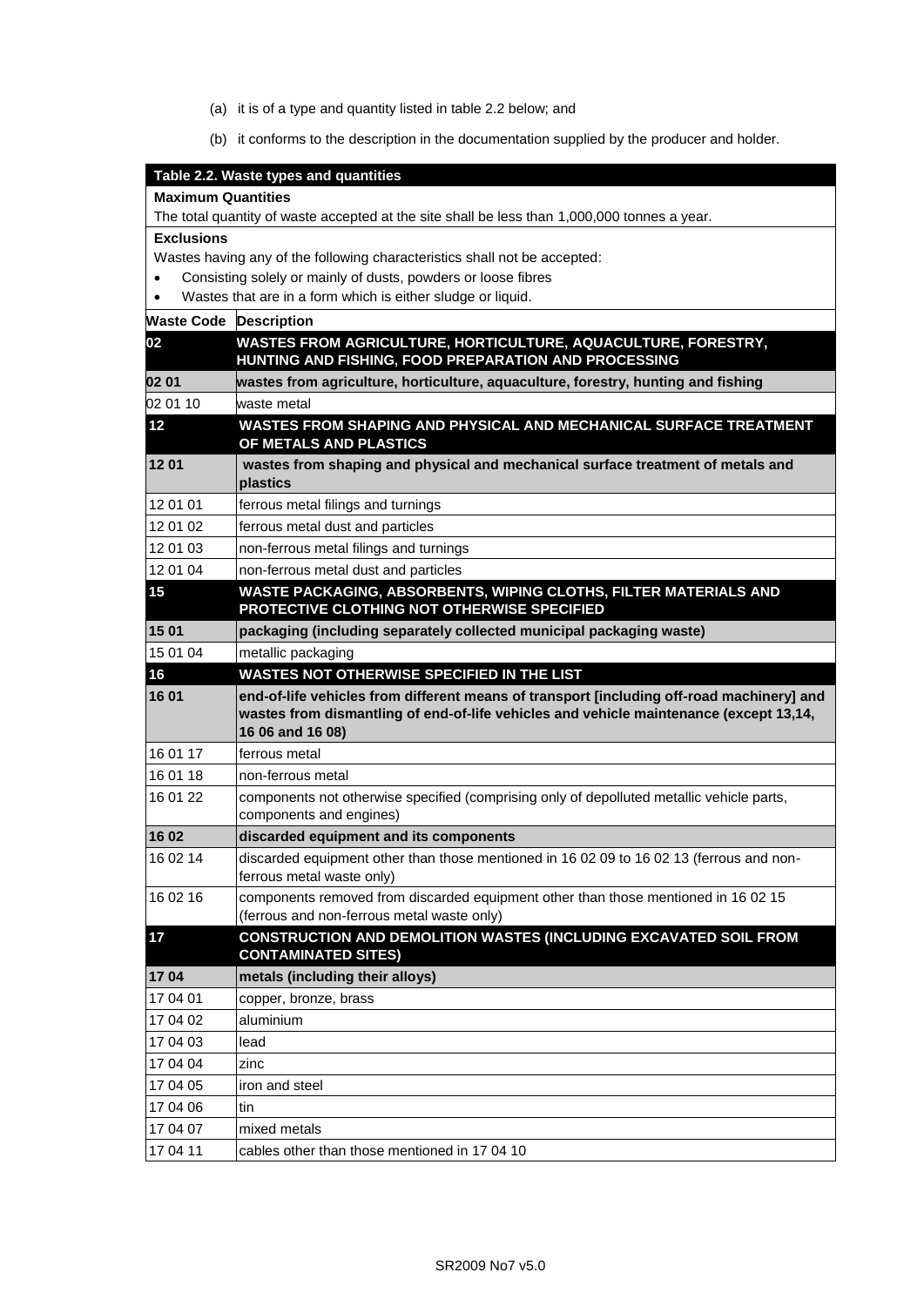(a) it is of a type and quantity listed in table 2.2 below; and

(b) it conforms to the description in the documentation supplied by the producer and holder.

| **Table 2.2. Waste types and quantities** | |
|---|---|
| **Maximum Quantities**<br>The total quantity of waste accepted at the site shall be less than 1,000,000 tonnes a year. | |
| **Exclusions**<br>Wastes having any of the following characteristics shall not be accepted:<br>• Consisting solely or mainly of dusts, powders or loose fibres<br>• Wastes that are in a form which is either sludge or liquid. | |
| **Waste Code** | **Description** |
| **02** | **WASTES FROM AGRICULTURE, HORTICULTURE, AQUACULTURE, FORESTRY, HUNTING AND FISHING, FOOD PREPARATION AND PROCESSING** |
| **02 01** | **wastes from agriculture, horticulture, aquaculture, forestry, hunting and fishing** |
| 02 01 10 | waste metal |
| **12** | **WASTES FROM SHAPING AND PHYSICAL AND MECHANICAL SURFACE TREATMENT OF METALS AND PLASTICS** |
| **12 01** | **wastes from shaping and physical and mechanical surface treatment of metals and plastics** |
| 12 01 01 | ferrous metal filings and turnings |
| 12 01 02 | ferrous metal dust and particles |
| 12 01 03 | non-ferrous metal filings and turnings |
| 12 01 04 | non-ferrous metal dust and particles |
| **15** | **WASTE PACKAGING, ABSORBENTS, WIPING CLOTHS, FILTER MATERIALS AND PROTECTIVE CLOTHING NOT OTHERWISE SPECIFIED** |
| **15 01** | **packaging (including separately collected municipal packaging waste)** |
| 15 01 04 | metallic packaging |
| **16** | **WASTES NOT OTHERWISE SPECIFIED IN THE LIST** |
| **16 01** | **end-of-life vehicles from different means of transport [including off-road machinery] and wastes from dismantling of end-of-life vehicles and vehicle maintenance (except 13,14, 16 06 and 16 08)** |
| 16 01 17 | ferrous metal |
| 16 01 18 | non-ferrous metal |
| 16 01 22 | components not otherwise specified (comprising only of depolluted metallic vehicle parts, components and engines) |
| **16 02** | **discarded equipment and its components** |
| 16 02 14 | discarded equipment other than those mentioned in 16 02 09 to 16 02 13 (ferrous and non-ferrous metal waste only) |
| 16 02 16 | components removed from discarded equipment other than those mentioned in 16 02 15 (ferrous and non-ferrous metal waste only) |
| **17** | **CONSTRUCTION AND DEMOLITION WASTES (INCLUDING EXCAVATED SOIL FROM CONTAMINATED SITES)** |
| **17 04** | **metals (including their alloys)** |
| 17 04 01 | copper, bronze, brass |
| 17 04 02 | aluminium |
| 17 04 03 | lead |
| 17 04 04 | zinc |
| 17 04 05 | iron and steel |
| 17 04 06 | tin |
| 17 04 07 | mixed metals |
| 17 04 11 | cables other than those mentioned in 17 04 10 |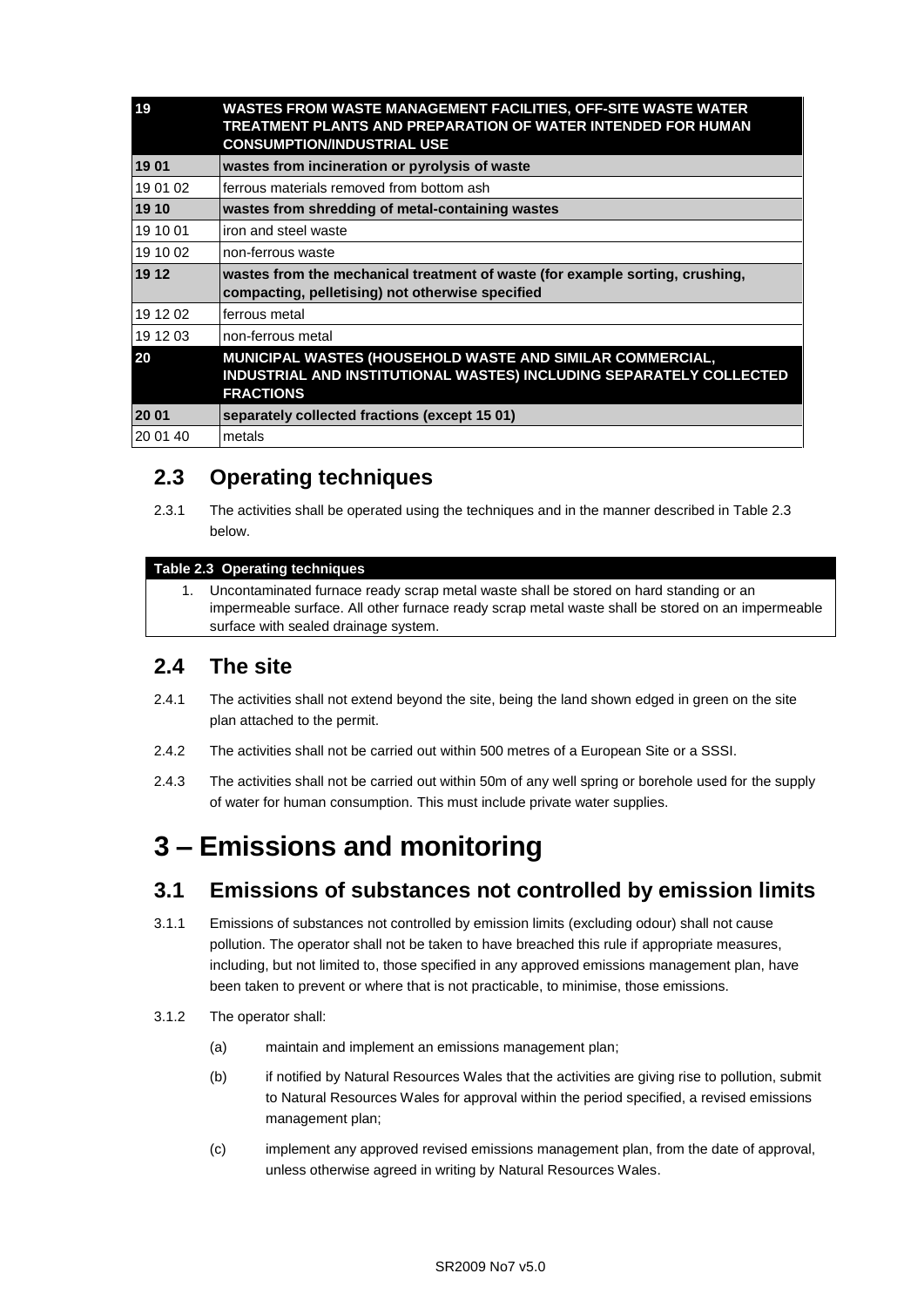| | |
|---|---|
| **19** | **WASTES FROM WASTE MANAGEMENT FACILITIES, OFF-SITE WASTE WATER TREATMENT PLANTS AND PREPARATION OF WATER INTENDED FOR HUMAN CONSUMPTION/INDUSTRIAL USE** |
| **19 01** | **wastes from incineration or pyrolysis of waste** |
| 19 01 02 | ferrous materials removed from bottom ash |
| **19 10** | **wastes from shredding of metal-containing wastes** |
| 19 10 01 | iron and steel waste |
| 19 10 02 | non-ferrous waste |
| **19 12** | **wastes from the mechanical treatment of waste (for example sorting, crushing, compacting, pelletising) not otherwise specified** |
| 19 12 02 | ferrous metal |
| 19 12 03 | non-ferrous metal |
| **20** | **MUNICIPAL WASTES (HOUSEHOLD WASTE AND SIMILAR COMMERCIAL, INDUSTRIAL AND INSTITUTIONAL WASTES) INCLUDING SEPARATELY COLLECTED FRACTIONS** |
| **20 01** | **separately collected fractions (except 15 01)** |
| 20 01 40 | metals |

## 2.3 Operating techniques

2.3.1 The activities shall be operated using the techniques and in the manner described in Table 2.3 below.

| **Table 2.3 Operating techniques** |
|---|
| 1. Uncontaminated furnace ready scrap metal waste shall be stored on hard standing or an impermeable surface. All other furnace ready scrap metal waste shall be stored on an impermeable surface with sealed drainage system. |

## 2.4 The site

2.4.1 The activities shall not extend beyond the site, being the land shown edged in green on the site plan attached to the permit.

2.4.2 The activities shall not be carried out within 500 metres of a European Site or a SSSI.

2.4.3 The activities shall not be carried out within 50m of any well spring or borehole used for the supply of water for human consumption. This must include private water supplies.

# 3 – Emissions and monitoring

## 3.1 Emissions of substances not controlled by emission limits

3.1.1 Emissions of substances not controlled by emission limits (excluding odour) shall not cause pollution. The operator shall not be taken to have breached this rule if appropriate measures, including, but not limited to, those specified in any approved emissions management plan, have been taken to prevent or where that is not practicable, to minimise, those emissions.

3.1.2 The operator shall:

(a) maintain and implement an emissions management plan;

(b) if notified by Natural Resources Wales that the activities are giving rise to pollution, submit to Natural Resources Wales for approval within the period specified, a revised emissions management plan;

(c) implement any approved revised emissions management plan, from the date of approval, unless otherwise agreed in writing by Natural Resources Wales.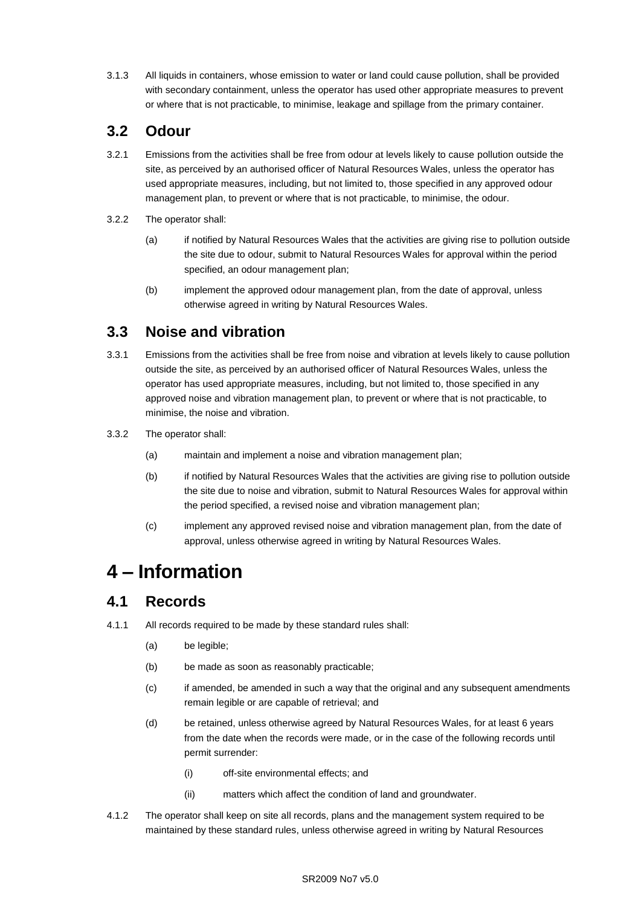3.1.3 All liquids in containers, whose emission to water or land could cause pollution, shall be provided with secondary containment, unless the operator has used other appropriate measures to prevent or where that is not practicable, to minimise, leakage and spillage from the primary container.

## 3.2 Odour

3.2.1 Emissions from the activities shall be free from odour at levels likely to cause pollution outside the site, as perceived by an authorised officer of Natural Resources Wales, unless the operator has used appropriate measures, including, but not limited to, those specified in any approved odour management plan, to prevent or where that is not practicable, to minimise, the odour.

3.2.2 The operator shall:

(a) if notified by Natural Resources Wales that the activities are giving rise to pollution outside the site due to odour, submit to Natural Resources Wales for approval within the period specified, an odour management plan;

(b) implement the approved odour management plan, from the date of approval, unless otherwise agreed in writing by Natural Resources Wales.

## 3.3 Noise and vibration

3.3.1 Emissions from the activities shall be free from noise and vibration at levels likely to cause pollution outside the site, as perceived by an authorised officer of Natural Resources Wales, unless the operator has used appropriate measures, including, but not limited to, those specified in any approved noise and vibration management plan, to prevent or where that is not practicable, to minimise, the noise and vibration.

3.3.2 The operator shall:

(a) maintain and implement a noise and vibration management plan;

(b) if notified by Natural Resources Wales that the activities are giving rise to pollution outside the site due to noise and vibration, submit to Natural Resources Wales for approval within the period specified, a revised noise and vibration management plan;

(c) implement any approved revised noise and vibration management plan, from the date of approval, unless otherwise agreed in writing by Natural Resources Wales.

# 4 – Information

## 4.1 Records

4.1.1 All records required to be made by these standard rules shall:

(a) be legible;

(b) be made as soon as reasonably practicable;

(c) if amended, be amended in such a way that the original and any subsequent amendments remain legible or are capable of retrieval; and

(d) be retained, unless otherwise agreed by Natural Resources Wales, for at least 6 years from the date when the records were made, or in the case of the following records until permit surrender:

(i) off-site environmental effects; and

(ii) matters which affect the condition of land and groundwater.

4.1.2 The operator shall keep on site all records, plans and the management system required to be maintained by these standard rules, unless otherwise agreed in writing by Natural Resources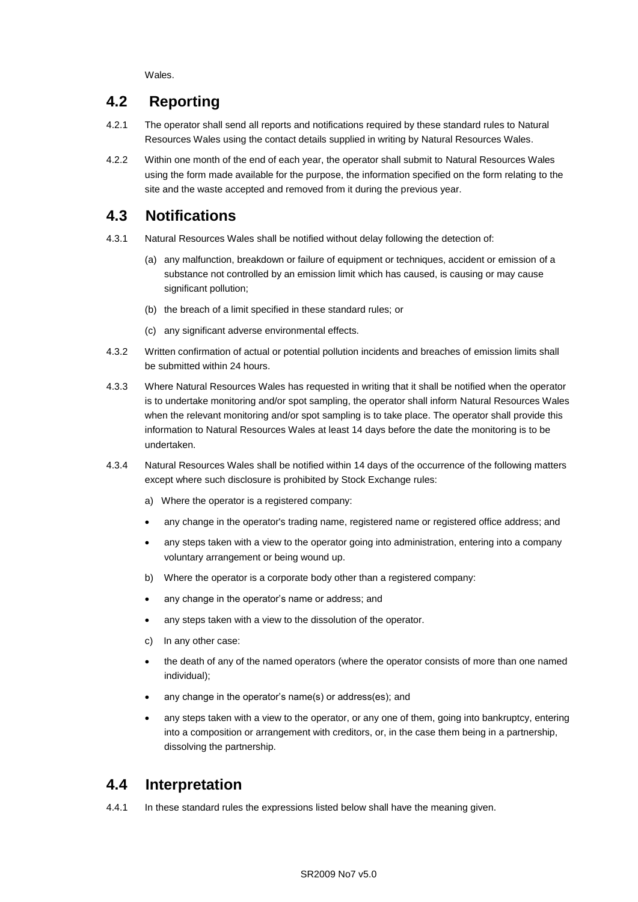Wales.

## 4.2 Reporting

4.2.1 The operator shall send all reports and notifications required by these standard rules to Natural Resources Wales using the contact details supplied in writing by Natural Resources Wales.

4.2.2 Within one month of the end of each year, the operator shall submit to Natural Resources Wales using the form made available for the purpose, the information specified on the form relating to the site and the waste accepted and removed from it during the previous year.

## 4.3 Notifications

4.3.1 Natural Resources Wales shall be notified without delay following the detection of:

(a) any malfunction, breakdown or failure of equipment or techniques, accident or emission of a substance not controlled by an emission limit which has caused, is causing or may cause significant pollution;

(b) the breach of a limit specified in these standard rules; or

(c) any significant adverse environmental effects.

4.3.2 Written confirmation of actual or potential pollution incidents and breaches of emission limits shall be submitted within 24 hours.

4.3.3 Where Natural Resources Wales has requested in writing that it shall be notified when the operator is to undertake monitoring and/or spot sampling, the operator shall inform Natural Resources Wales when the relevant monitoring and/or spot sampling is to take place. The operator shall provide this information to Natural Resources Wales at least 14 days before the date the monitoring is to be undertaken.

4.3.4 Natural Resources Wales shall be notified within 14 days of the occurrence of the following matters except where such disclosure is prohibited by Stock Exchange rules:

a) Where the operator is a registered company:

- any change in the operator's trading name, registered name or registered office address; and
- any steps taken with a view to the operator going into administration, entering into a company voluntary arrangement or being wound up.

b) Where the operator is a corporate body other than a registered company:

- any change in the operator's name or address; and
- any steps taken with a view to the dissolution of the operator.

c) In any other case:

- the death of any of the named operators (where the operator consists of more than one named individual);
- any change in the operator's name(s) or address(es); and
- any steps taken with a view to the operator, or any one of them, going into bankruptcy, entering into a composition or arrangement with creditors, or, in the case them being in a partnership, dissolving the partnership.

## 4.4 Interpretation

4.4.1 In these standard rules the expressions listed below shall have the meaning given.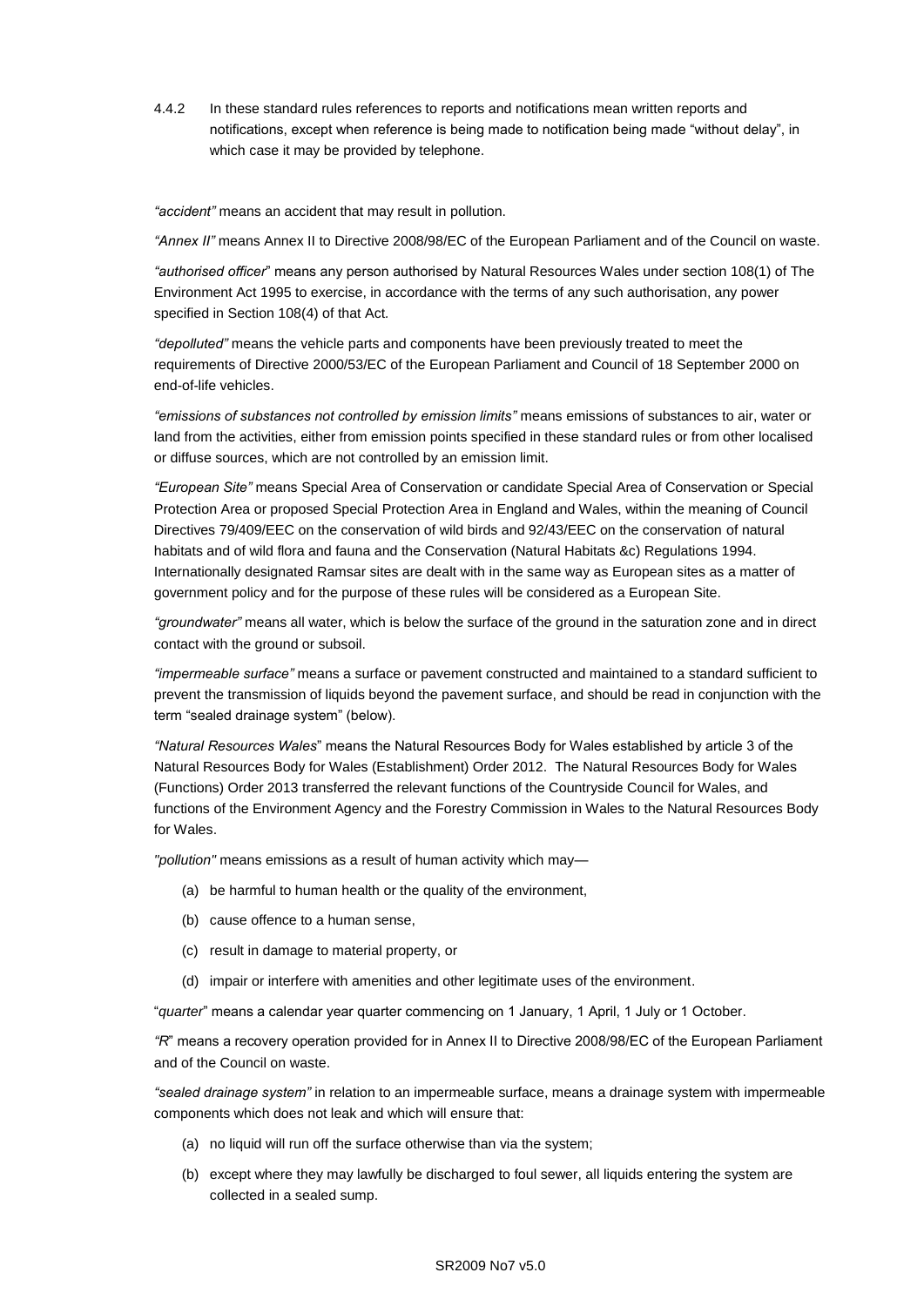4.4.2 In these standard rules references to reports and notifications mean written reports and notifications, except when reference is being made to notification being made "without delay", in which case it may be provided by telephone.

*"accident"* means an accident that may result in pollution.

*"Annex II"* means Annex II to Directive 2008/98/EC of the European Parliament and of the Council on waste.

*"authorised officer*" means any person authorised by Natural Resources Wales under section 108(1) of The Environment Act 1995 to exercise, in accordance with the terms of any such authorisation, any power specified in Section 108(4) of that Act*.*

*"depolluted"* means the vehicle parts and components have been previously treated to meet the requirements of Directive 2000/53/EC of the European Parliament and Council of 18 September 2000 on end-of-life vehicles.

*"emissions of substances not controlled by emission limits"* means emissions of substances to air, water or land from the activities, either from emission points specified in these standard rules or from other localised or diffuse sources, which are not controlled by an emission limit.

*"European Site"* means Special Area of Conservation or candidate Special Area of Conservation or Special Protection Area or proposed Special Protection Area in England and Wales, within the meaning of Council Directives 79/409/EEC on the conservation of wild birds and 92/43/EEC on the conservation of natural habitats and of wild flora and fauna and the Conservation (Natural Habitats &c) Regulations 1994. Internationally designated Ramsar sites are dealt with in the same way as European sites as a matter of government policy and for the purpose of these rules will be considered as a European Site.

*"groundwater"* means all water, which is below the surface of the ground in the saturation zone and in direct contact with the ground or subsoil.

*"impermeable surface"* means a surface or pavement constructed and maintained to a standard sufficient to prevent the transmission of liquids beyond the pavement surface, and should be read in conjunction with the term "sealed drainage system" (below).

*"Natural Resources Wales*" means the Natural Resources Body for Wales established by article 3 of the Natural Resources Body for Wales (Establishment) Order 2012. The Natural Resources Body for Wales (Functions) Order 2013 transferred the relevant functions of the Countryside Council for Wales, and functions of the Environment Agency and the Forestry Commission in Wales to the Natural Resources Body for Wales.

*"pollution"* means emissions as a result of human activity which may—

(a) be harmful to human health or the quality of the environment,

(b) cause offence to a human sense,

(c) result in damage to material property, or

(d) impair or interfere with amenities and other legitimate uses of the environment.

"*quarter*" means a calendar year quarter commencing on 1 January, 1 April, 1 July or 1 October.

*"R*" means a recovery operation provided for in Annex II to Directive 2008/98/EC of the European Parliament and of the Council on waste.

*"sealed drainage system"* in relation to an impermeable surface, means a drainage system with impermeable components which does not leak and which will ensure that:

(a) no liquid will run off the surface otherwise than via the system;

(b) except where they may lawfully be discharged to foul sewer, all liquids entering the system are collected in a sealed sump.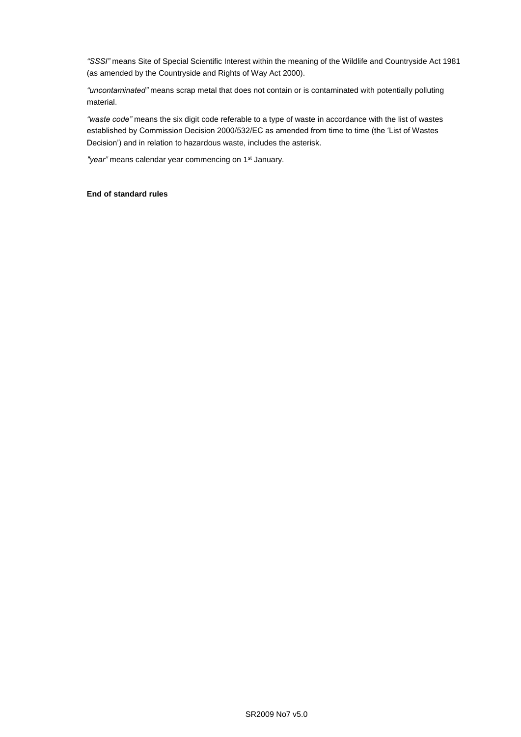*"SSSI"* means Site of Special Scientific Interest within the meaning of the Wildlife and Countryside Act 1981 (as amended by the Countryside and Rights of Way Act 2000).

*"uncontaminated"* means scrap metal that does not contain or is contaminated with potentially polluting material.

*"waste code"* means the six digit code referable to a type of waste in accordance with the list of wastes established by Commission Decision 2000/532/EC as amended from time to time (the 'List of Wastes Decision') and in relation to hazardous waste, includes the asterisk.

*"year"* means calendar year commencing on 1st January.

**End of standard rules**